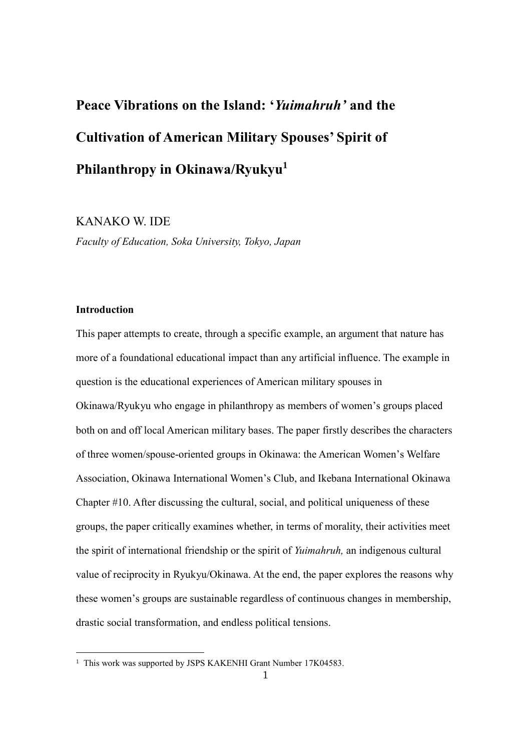# Peace Vibrations on the Island: '*Yuimahruh'* and the Cultivation of American Military Spouses' Spirit of Philanthropy in Okinawa/Ryukyu[1]

KANAKO W. IDE

*Faculty of Education, Soka University, Tokyo, Japan*

**Introduction**

This paper attempts to create, through a specific example, an argument that nature has more of a foundational educational impact than any artificial influence. The example in question is the educational experiences of American military spouses in Okinawa/Ryukyu who engage in philanthropy as members of women's groups placed both on and off local American military bases. The paper firstly describes the characters of three women/spouse-oriented groups in Okinawa: the American Women's Welfare Association, Okinawa International Women's Club, and Ikebana International Okinawa Chapter #10. After discussing the cultural, social, and political uniqueness of these groups, the paper critically examines whether, in terms of morality, their activities meet the spirit of international friendship or the spirit of *Yuimahruh,* an indigenous cultural value of reciprocity in Ryukyu/Okinawa. At the end, the paper explores the reasons why these women's groups are sustainable regardless of continuous changes in membership, drastic social transformation, and endless political tensions.

---

[1] This work was supported by JSPS KAKENHI Grant Number 17K04583.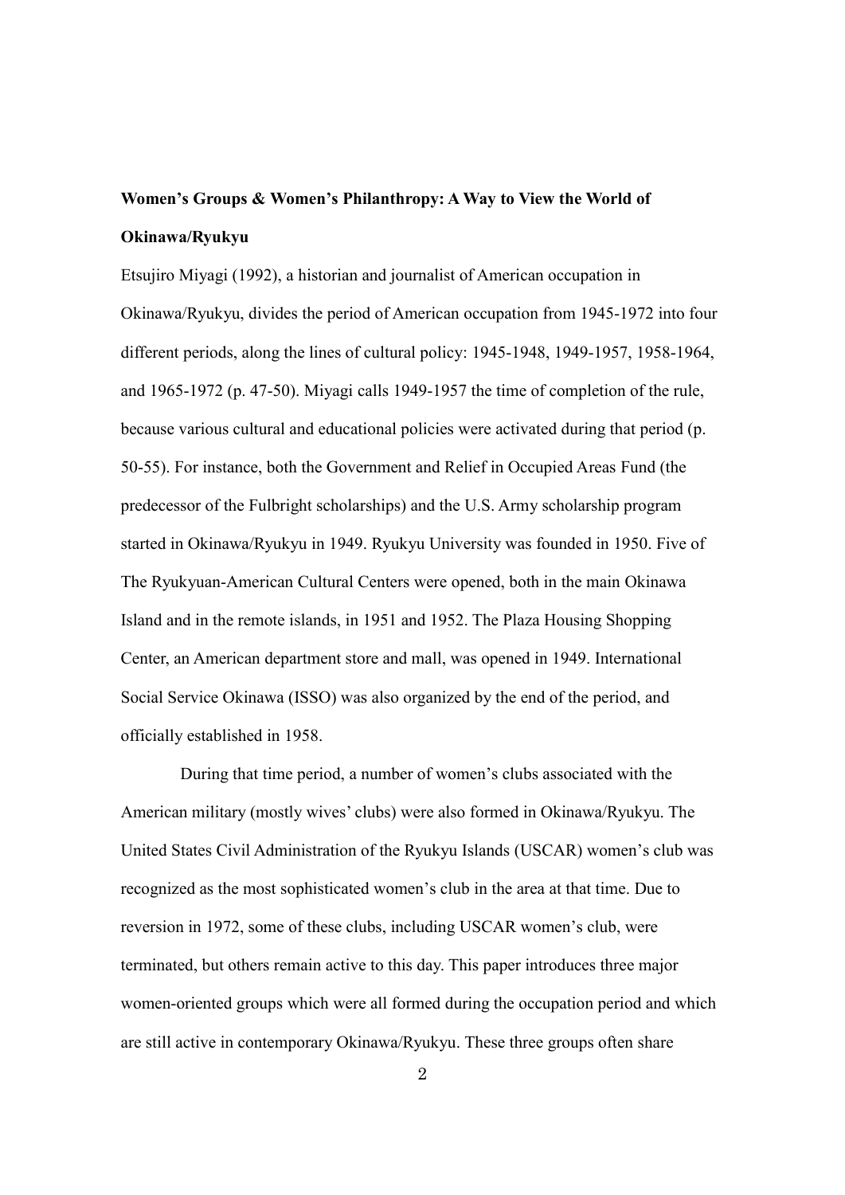**Women's Groups & Women's Philanthropy: A Way to View the World of Okinawa/Ryukyu**

Etsujiro Miyagi (1992), a historian and journalist of American occupation in Okinawa/Ryukyu, divides the period of American occupation from 1945-1972 into four different periods, along the lines of cultural policy: 1945-1948, 1949-1957, 1958-1964, and 1965-1972 (p. 47-50). Miyagi calls 1949-1957 the time of completion of the rule, because various cultural and educational policies were activated during that period (p. 50-55). For instance, both the Government and Relief in Occupied Areas Fund (the predecessor of the Fulbright scholarships) and the U.S. Army scholarship program started in Okinawa/Ryukyu in 1949. Ryukyu University was founded in 1950. Five of The Ryukyuan-American Cultural Centers were opened, both in the main Okinawa Island and in the remote islands, in 1951 and 1952. The Plaza Housing Shopping Center, an American department store and mall, was opened in 1949. International Social Service Okinawa (ISSO) was also organized by the end of the period, and officially established in 1958.

During that time period, a number of women's clubs associated with the American military (mostly wives' clubs) were also formed in Okinawa/Ryukyu. The United States Civil Administration of the Ryukyu Islands (USCAR) women's club was recognized as the most sophisticated women's club in the area at that time. Due to reversion in 1972, some of these clubs, including USCAR women's club, were terminated, but others remain active to this day. This paper introduces three major women-oriented groups which were all formed during the occupation period and which are still active in contemporary Okinawa/Ryukyu. These three groups often share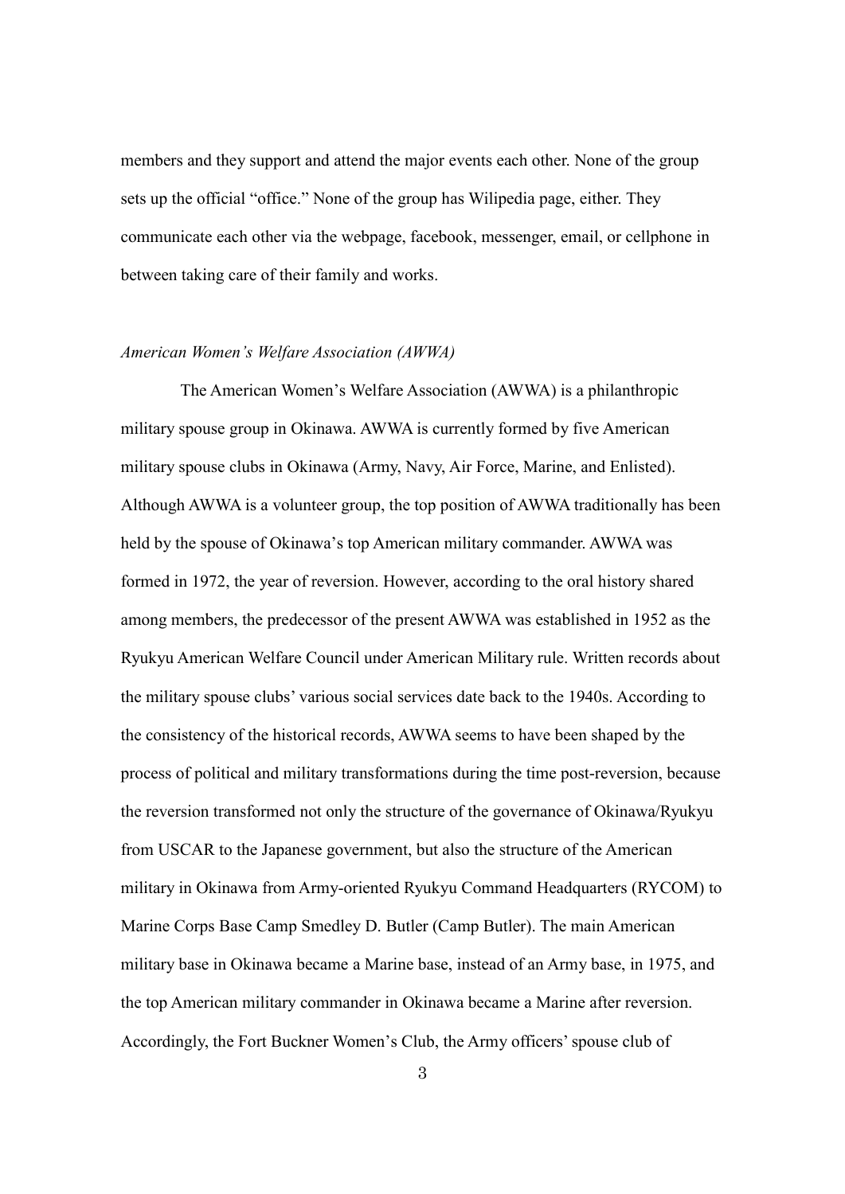members and they support and attend the major events each other. None of the group sets up the official "office." None of the group has Wilipedia page, either. They communicate each other via the webpage, facebook, messenger, email, or cellphone in between taking care of their family and works.

*American Women's Welfare Association (AWWA)*

The American Women's Welfare Association (AWWA) is a philanthropic military spouse group in Okinawa. AWWA is currently formed by five American military spouse clubs in Okinawa (Army, Navy, Air Force, Marine, and Enlisted). Although AWWA is a volunteer group, the top position of AWWA traditionally has been held by the spouse of Okinawa's top American military commander. AWWA was formed in 1972, the year of reversion. However, according to the oral history shared among members, the predecessor of the present AWWA was established in 1952 as the Ryukyu American Welfare Council under American Military rule. Written records about the military spouse clubs' various social services date back to the 1940s. According to the consistency of the historical records, AWWA seems to have been shaped by the process of political and military transformations during the time post-reversion, because the reversion transformed not only the structure of the governance of Okinawa/Ryukyu from USCAR to the Japanese government, but also the structure of the American military in Okinawa from Army-oriented Ryukyu Command Headquarters (RYCOM) to Marine Corps Base Camp Smedley D. Butler (Camp Butler). The main American military base in Okinawa became a Marine base, instead of an Army base, in 1975, and the top American military commander in Okinawa became a Marine after reversion. Accordingly, the Fort Buckner Women's Club, the Army officers' spouse club of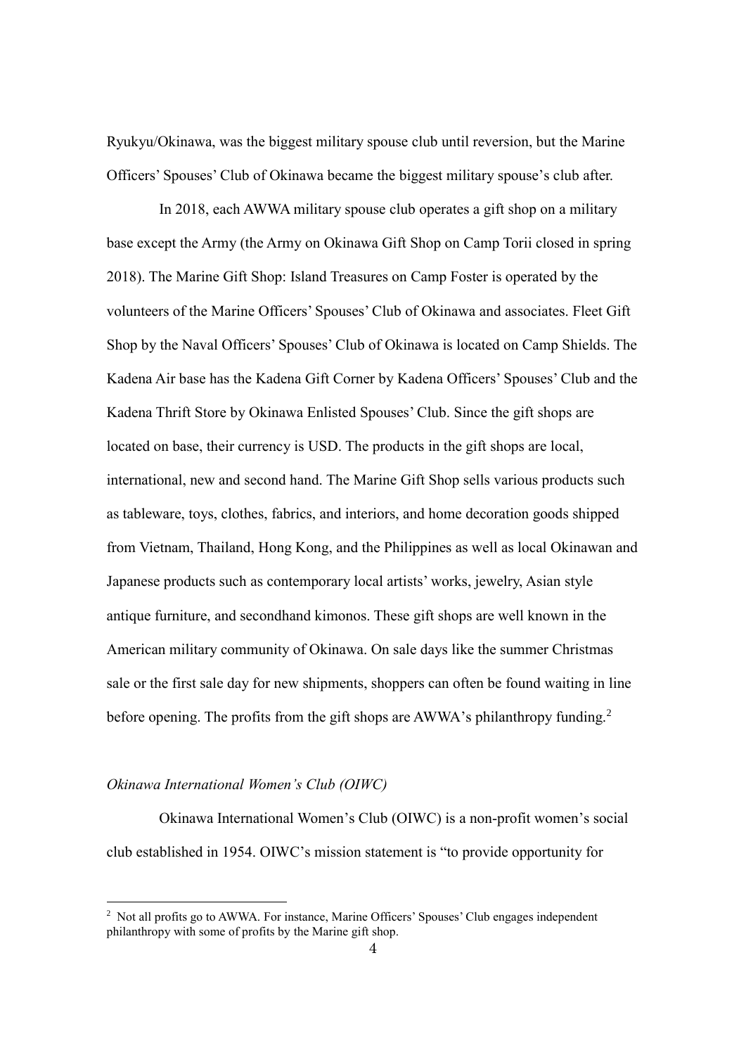Ryukyu/Okinawa, was the biggest military spouse club until reversion, but the Marine Officers' Spouses' Club of Okinawa became the biggest military spouse's club after.

In 2018, each AWWA military spouse club operates a gift shop on a military base except the Army (the Army on Okinawa Gift Shop on Camp Torii closed in spring 2018). The Marine Gift Shop: Island Treasures on Camp Foster is operated by the volunteers of the Marine Officers' Spouses' Club of Okinawa and associates. Fleet Gift Shop by the Naval Officers' Spouses' Club of Okinawa is located on Camp Shields. The Kadena Air base has the Kadena Gift Corner by Kadena Officers' Spouses' Club and the Kadena Thrift Store by Okinawa Enlisted Spouses' Club. Since the gift shops are located on base, their currency is USD. The products in the gift shops are local, international, new and second hand. The Marine Gift Shop sells various products such as tableware, toys, clothes, fabrics, and interiors, and home decoration goods shipped from Vietnam, Thailand, Hong Kong, and the Philippines as well as local Okinawan and Japanese products such as contemporary local artists' works, jewelry, Asian style antique furniture, and secondhand kimonos. These gift shops are well known in the American military community of Okinawa. On sale days like the summer Christmas sale or the first sale day for new shipments, shoppers can often be found waiting in line before opening. The profits from the gift shops are AWWA's philanthropy funding.[2]

*Okinawa International Women's Club (OIWC)*

Okinawa International Women's Club (OIWC) is a non-profit women's social club established in 1954. OIWC's mission statement is "to provide opportunity for

[2] Not all profits go to AWWA. For instance, Marine Officers' Spouses' Club engages independent philanthropy with some of profits by the Marine gift shop.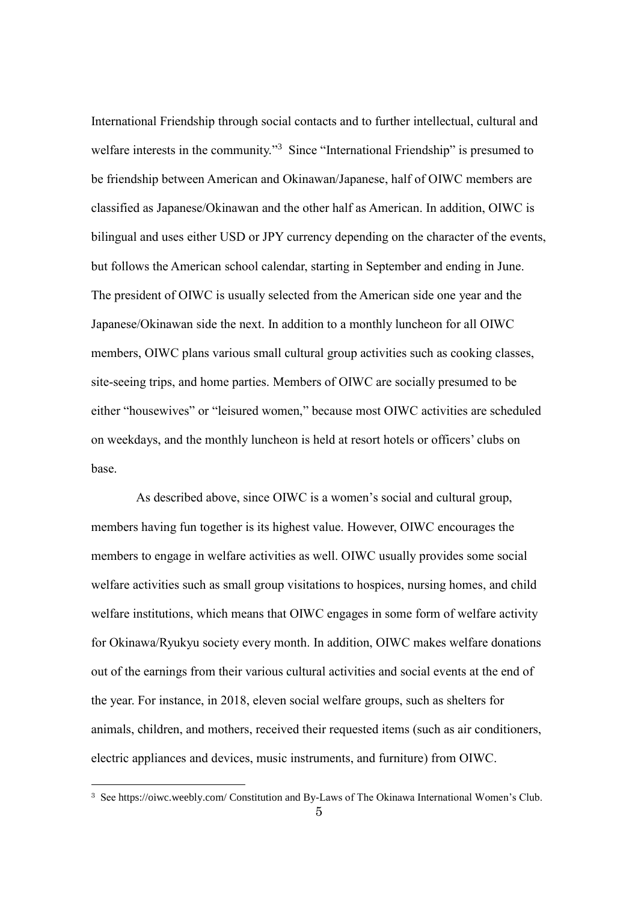International Friendship through social contacts and to further intellectual, cultural and welfare interests in the community."[3] Since "International Friendship" is presumed to be friendship between American and Okinawan/Japanese, half of OIWC members are classified as Japanese/Okinawan and the other half as American. In addition, OIWC is bilingual and uses either USD or JPY currency depending on the character of the events, but follows the American school calendar, starting in September and ending in June. The president of OIWC is usually selected from the American side one year and the Japanese/Okinawan side the next. In addition to a monthly luncheon for all OIWC members, OIWC plans various small cultural group activities such as cooking classes, site-seeing trips, and home parties. Members of OIWC are socially presumed to be either "housewives" or "leisured women," because most OIWC activities are scheduled on weekdays, and the monthly luncheon is held at resort hotels or officers' clubs on base.

As described above, since OIWC is a women's social and cultural group, members having fun together is its highest value. However, OIWC encourages the members to engage in welfare activities as well. OIWC usually provides some social welfare activities such as small group visitations to hospices, nursing homes, and child welfare institutions, which means that OIWC engages in some form of welfare activity for Okinawa/Ryukyu society every month. In addition, OIWC makes welfare donations out of the earnings from their various cultural activities and social events at the end of the year. For instance, in 2018, eleven social welfare groups, such as shelters for animals, children, and mothers, received their requested items (such as air conditioners, electric appliances and devices, music instruments, and furniture) from OIWC.

[3] See https://oiwc.weebly.com/ Constitution and By-Laws of The Okinawa International Women's Club.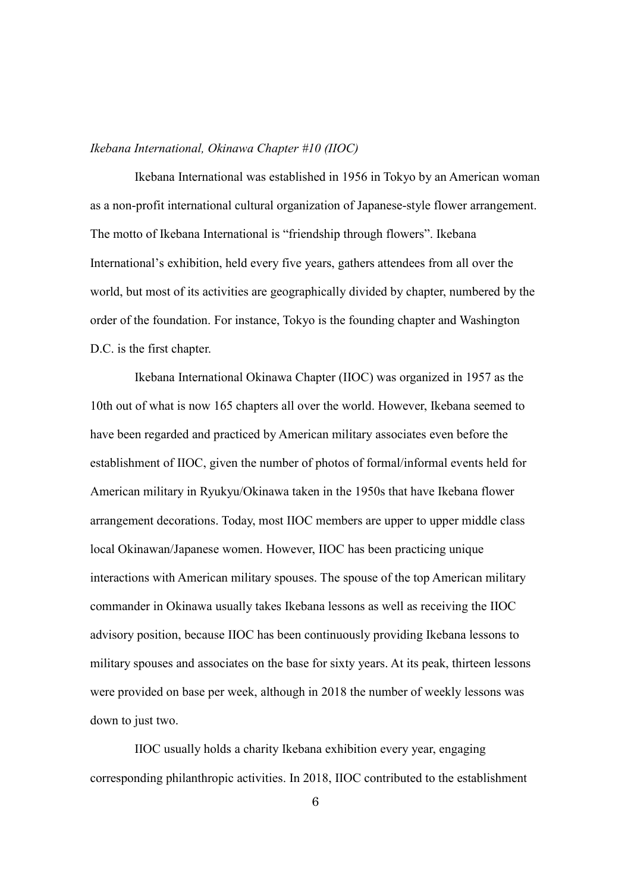*Ikebana International, Okinawa Chapter #10 (IIOC)*

Ikebana International was established in 1956 in Tokyo by an American woman as a non-profit international cultural organization of Japanese-style flower arrangement. The motto of Ikebana International is "friendship through flowers". Ikebana International's exhibition, held every five years, gathers attendees from all over the world, but most of its activities are geographically divided by chapter, numbered by the order of the foundation. For instance, Tokyo is the founding chapter and Washington D.C. is the first chapter.

Ikebana International Okinawa Chapter (IIOC) was organized in 1957 as the 10th out of what is now 165 chapters all over the world. However, Ikebana seemed to have been regarded and practiced by American military associates even before the establishment of IIOC, given the number of photos of formal/informal events held for American military in Ryukyu/Okinawa taken in the 1950s that have Ikebana flower arrangement decorations. Today, most IIOC members are upper to upper middle class local Okinawan/Japanese women. However, IIOC has been practicing unique interactions with American military spouses. The spouse of the top American military commander in Okinawa usually takes Ikebana lessons as well as receiving the IIOC advisory position, because IIOC has been continuously providing Ikebana lessons to military spouses and associates on the base for sixty years. At its peak, thirteen lessons were provided on base per week, although in 2018 the number of weekly lessons was down to just two.

IIOC usually holds a charity Ikebana exhibition every year, engaging corresponding philanthropic activities. In 2018, IIOC contributed to the establishment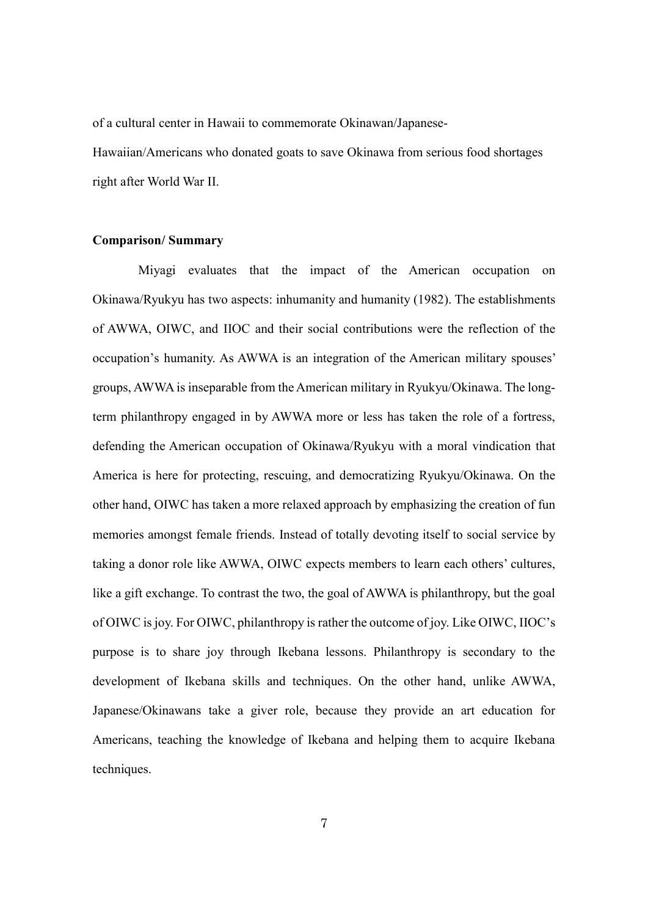of a cultural center in Hawaii to commemorate Okinawan/Japanese-Hawaiian/Americans who donated goats to save Okinawa from serious food shortages right after World War II.

**Comparison/ Summary**

Miyagi evaluates that the impact of the American occupation on Okinawa/Ryukyu has two aspects: inhumanity and humanity (1982). The establishments of AWWA, OIWC, and IIOC and their social contributions were the reflection of the occupation's humanity. As AWWA is an integration of the American military spouses' groups, AWWA is inseparable from the American military in Ryukyu/Okinawa. The long-term philanthropy engaged in by AWWA more or less has taken the role of a fortress, defending the American occupation of Okinawa/Ryukyu with a moral vindication that America is here for protecting, rescuing, and democratizing Ryukyu/Okinawa. On the other hand, OIWC has taken a more relaxed approach by emphasizing the creation of fun memories amongst female friends. Instead of totally devoting itself to social service by taking a donor role like AWWA, OIWC expects members to learn each others' cultures, like a gift exchange. To contrast the two, the goal of AWWA is philanthropy, but the goal of OIWC is joy. For OIWC, philanthropy is rather the outcome of joy. Like OIWC, IIOC's purpose is to share joy through Ikebana lessons. Philanthropy is secondary to the development of Ikebana skills and techniques. On the other hand, unlike AWWA, Japanese/Okinawans take a giver role, because they provide an art education for Americans, teaching the knowledge of Ikebana and helping them to acquire Ikebana techniques.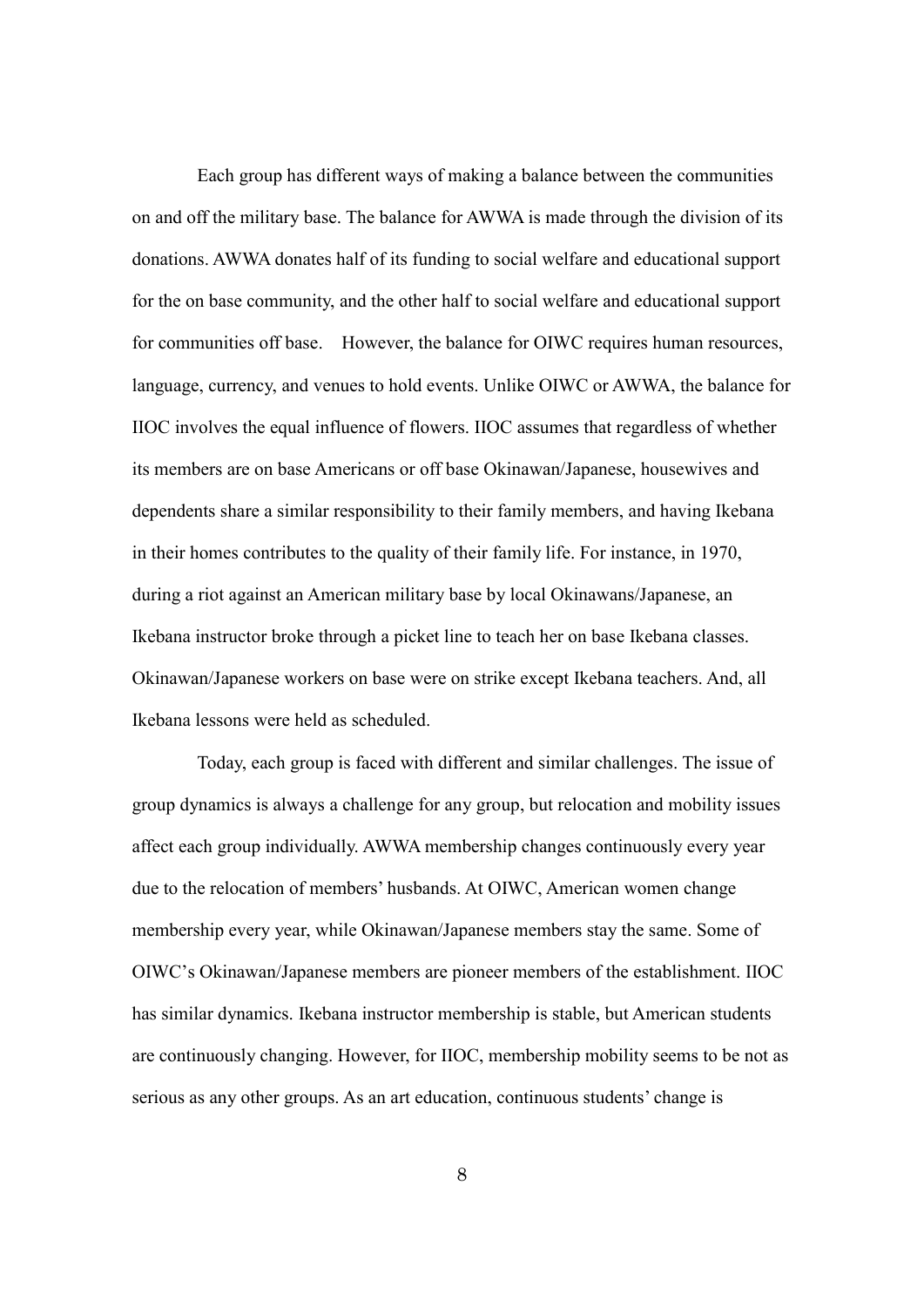Each group has different ways of making a balance between the communities on and off the military base. The balance for AWWA is made through the division of its donations. AWWA donates half of its funding to social welfare and educational support for the on base community, and the other half to social welfare and educational support for communities off base. However, the balance for OIWC requires human resources, language, currency, and venues to hold events. Unlike OIWC or AWWA, the balance for IIOC involves the equal influence of flowers. IIOC assumes that regardless of whether its members are on base Americans or off base Okinawan/Japanese, housewives and dependents share a similar responsibility to their family members, and having Ikebana in their homes contributes to the quality of their family life. For instance, in 1970, during a riot against an American military base by local Okinawans/Japanese, an Ikebana instructor broke through a picket line to teach her on base Ikebana classes. Okinawan/Japanese workers on base were on strike except Ikebana teachers. And, all Ikebana lessons were held as scheduled.

Today, each group is faced with different and similar challenges. The issue of group dynamics is always a challenge for any group, but relocation and mobility issues affect each group individually. AWWA membership changes continuously every year due to the relocation of members' husbands. At OIWC, American women change membership every year, while Okinawan/Japanese members stay the same. Some of OIWC's Okinawan/Japanese members are pioneer members of the establishment. IIOC has similar dynamics. Ikebana instructor membership is stable, but American students are continuously changing. However, for IIOC, membership mobility seems to be not as serious as any other groups. As an art education, continuous students' change is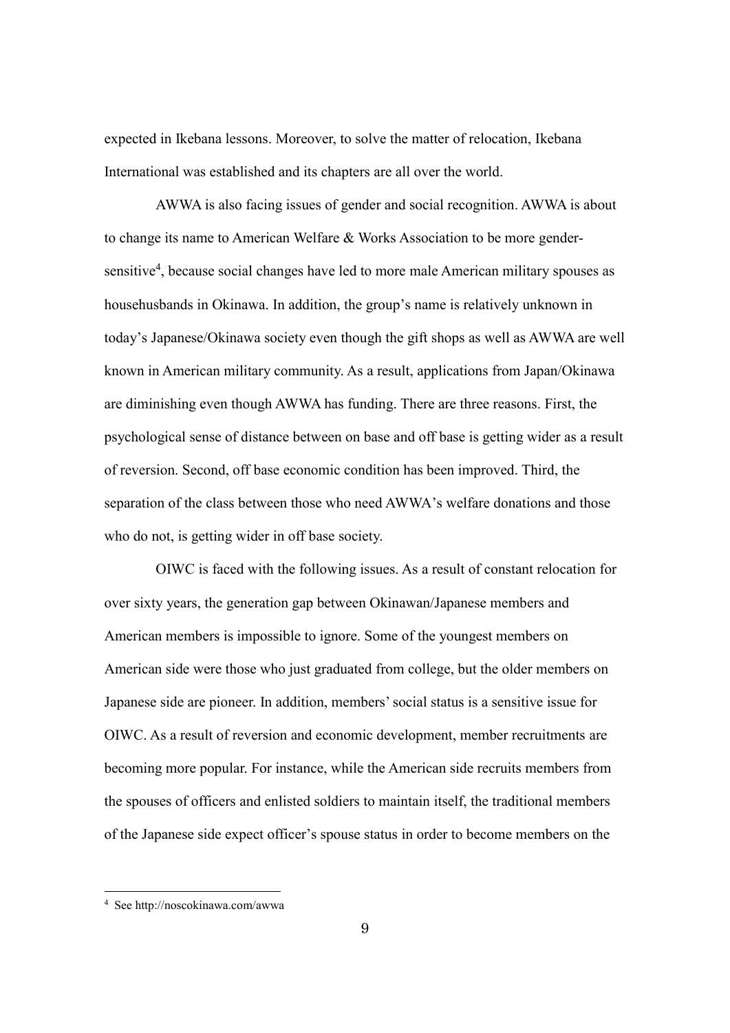expected in Ikebana lessons. Moreover, to solve the matter of relocation, Ikebana International was established and its chapters are all over the world.

AWWA is also facing issues of gender and social recognition. AWWA is about to change its name to American Welfare & Works Association to be more gender-sensitive[4], because social changes have led to more male American military spouses as househusbands in Okinawa. In addition, the group's name is relatively unknown in today's Japanese/Okinawa society even though the gift shops as well as AWWA are well known in American military community. As a result, applications from Japan/Okinawa are diminishing even though AWWA has funding. There are three reasons. First, the psychological sense of distance between on base and off base is getting wider as a result of reversion. Second, off base economic condition has been improved. Third, the separation of the class between those who need AWWA's welfare donations and those who do not, is getting wider in off base society.

OIWC is faced with the following issues. As a result of constant relocation for over sixty years, the generation gap between Okinawan/Japanese members and American members is impossible to ignore. Some of the youngest members on American side were those who just graduated from college, but the older members on Japanese side are pioneer. In addition, members' social status is a sensitive issue for OIWC. As a result of reversion and economic development, member recruitments are becoming more popular. For instance, while the American side recruits members from the spouses of officers and enlisted soldiers to maintain itself, the traditional members of the Japanese side expect officer's spouse status in order to become members on the

[4] See http://noscokinawa.com/awwa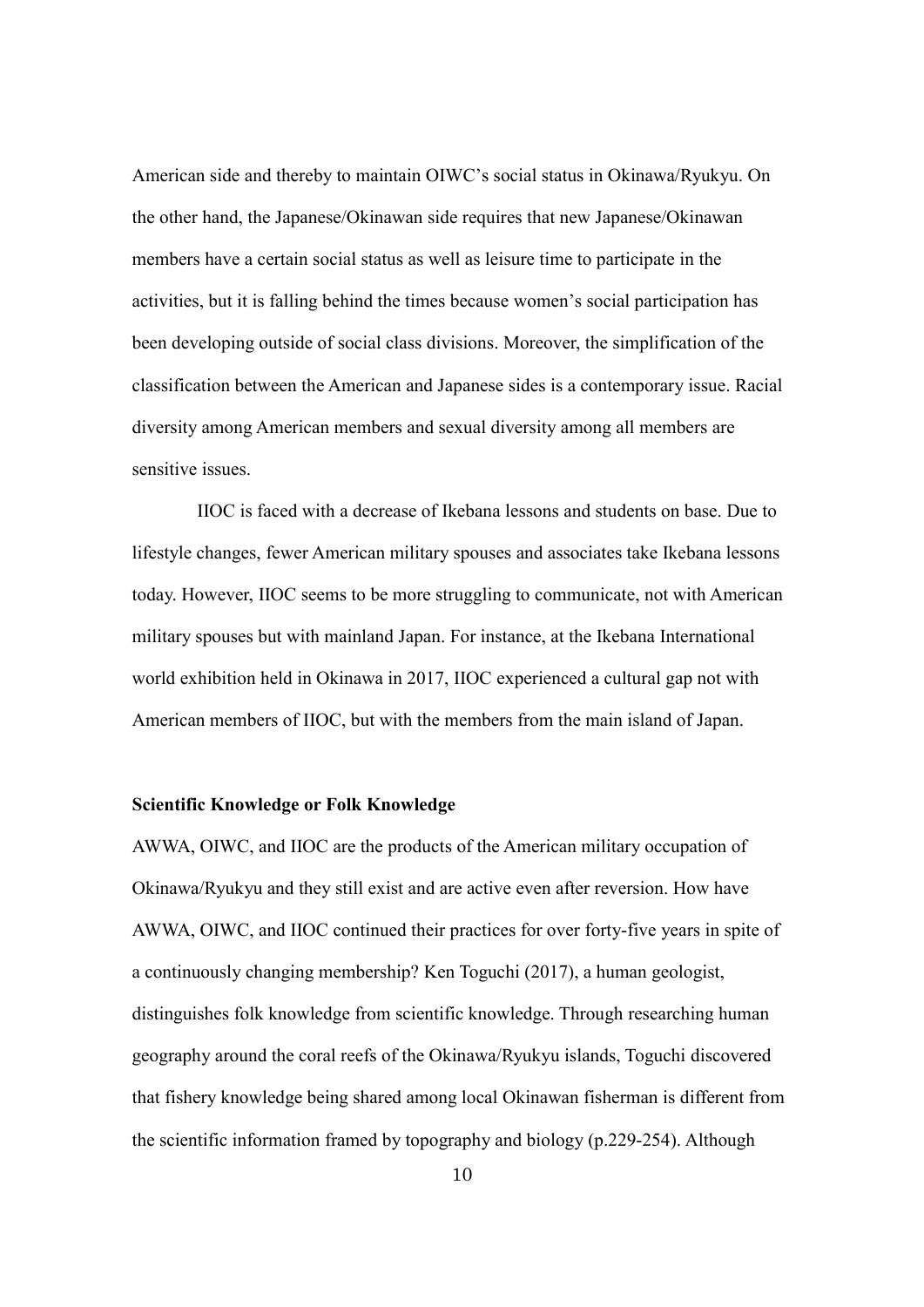American side and thereby to maintain OIWC's social status in Okinawa/Ryukyu. On the other hand, the Japanese/Okinawan side requires that new Japanese/Okinawan members have a certain social status as well as leisure time to participate in the activities, but it is falling behind the times because women's social participation has been developing outside of social class divisions. Moreover, the simplification of the classification between the American and Japanese sides is a contemporary issue. Racial diversity among American members and sexual diversity among all members are sensitive issues.

IIOC is faced with a decrease of Ikebana lessons and students on base. Due to lifestyle changes, fewer American military spouses and associates take Ikebana lessons today. However, IIOC seems to be more struggling to communicate, not with American military spouses but with mainland Japan. For instance, at the Ikebana International world exhibition held in Okinawa in 2017, IIOC experienced a cultural gap not with American members of IIOC, but with the members from the main island of Japan.

**Scientific Knowledge or Folk Knowledge**

AWWA, OIWC, and IIOC are the products of the American military occupation of Okinawa/Ryukyu and they still exist and are active even after reversion. How have AWWA, OIWC, and IIOC continued their practices for over forty-five years in spite of a continuously changing membership? Ken Toguchi (2017), a human geologist, distinguishes folk knowledge from scientific knowledge. Through researching human geography around the coral reefs of the Okinawa/Ryukyu islands, Toguchi discovered that fishery knowledge being shared among local Okinawan fisherman is different from the scientific information framed by topography and biology (p.229-254). Although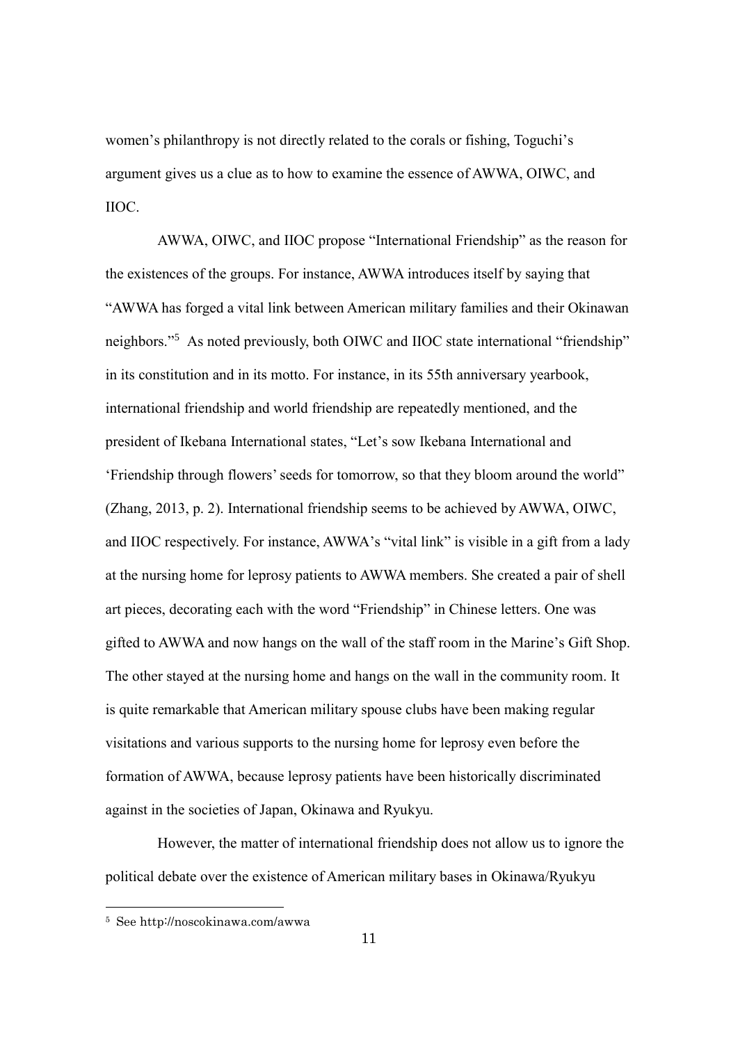women's philanthropy is not directly related to the corals or fishing, Toguchi's argument gives us a clue as to how to examine the essence of AWWA, OIWC, and IIOC.

AWWA, OIWC, and IIOC propose "International Friendship" as the reason for the existences of the groups. For instance, AWWA introduces itself by saying that "AWWA has forged a vital link between American military families and their Okinawan neighbors."[5] As noted previously, both OIWC and IIOC state international "friendship" in its constitution and in its motto. For instance, in its 55th anniversary yearbook, international friendship and world friendship are repeatedly mentioned, and the president of Ikebana International states, "Let's sow Ikebana International and 'Friendship through flowers' seeds for tomorrow, so that they bloom around the world" (Zhang, 2013, p. 2). International friendship seems to be achieved by AWWA, OIWC, and IIOC respectively. For instance, AWWA's "vital link" is visible in a gift from a lady at the nursing home for leprosy patients to AWWA members. She created a pair of shell art pieces, decorating each with the word "Friendship" in Chinese letters. One was gifted to AWWA and now hangs on the wall of the staff room in the Marine's Gift Shop. The other stayed at the nursing home and hangs on the wall in the community room. It is quite remarkable that American military spouse clubs have been making regular visitations and various supports to the nursing home for leprosy even before the formation of AWWA, because leprosy patients have been historically discriminated against in the societies of Japan, Okinawa and Ryukyu.

However, the matter of international friendship does not allow us to ignore the political debate over the existence of American military bases in Okinawa/Ryukyu

---

[5] See http://noscokinawa.com/awwa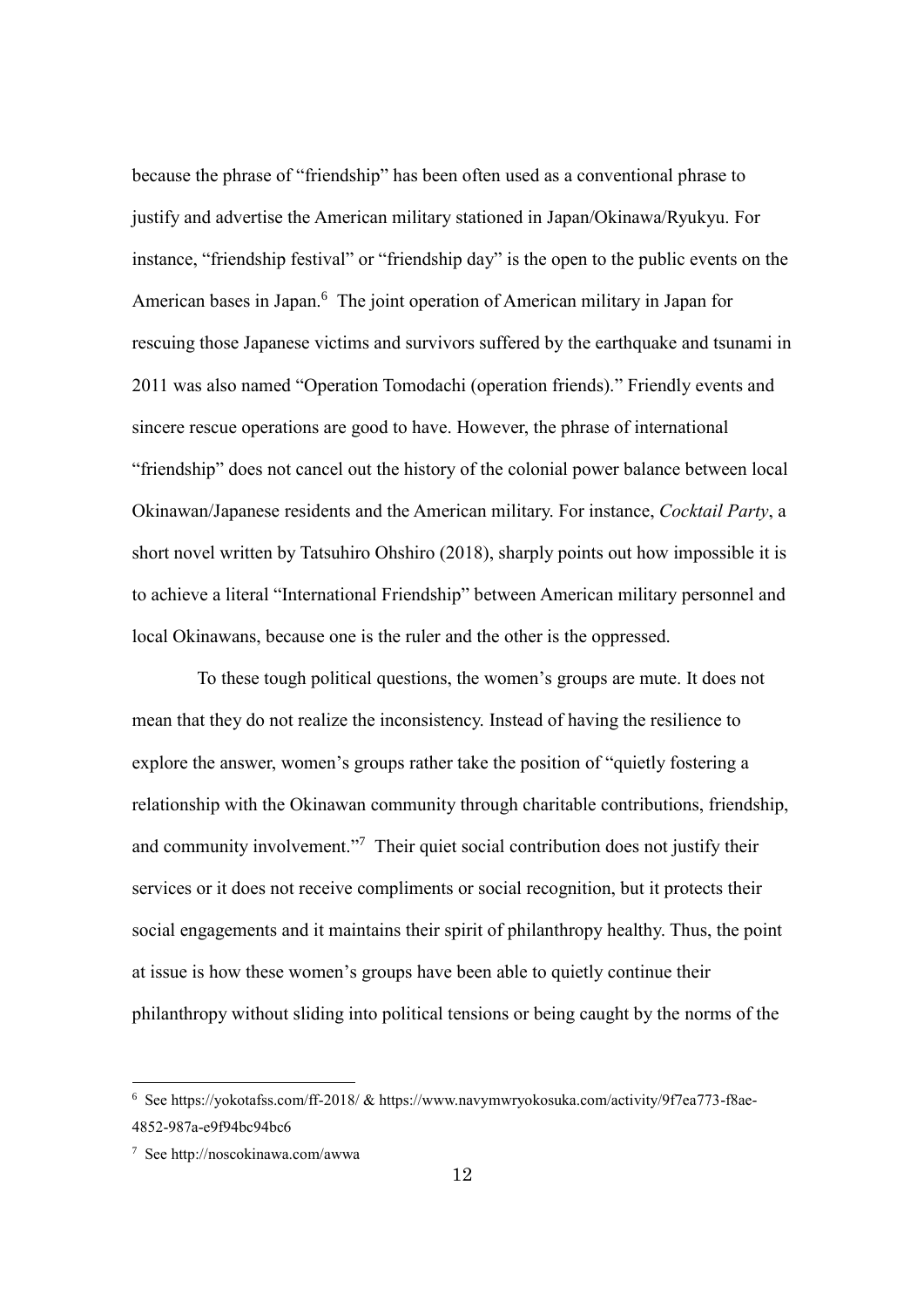because the phrase of "friendship" has been often used as a conventional phrase to justify and advertise the American military stationed in Japan/Okinawa/Ryukyu. For instance, "friendship festival" or "friendship day" is the open to the public events on the American bases in Japan.[6] The joint operation of American military in Japan for rescuing those Japanese victims and survivors suffered by the earthquake and tsunami in 2011 was also named "Operation Tomodachi (operation friends)." Friendly events and sincere rescue operations are good to have. However, the phrase of international "friendship" does not cancel out the history of the colonial power balance between local Okinawan/Japanese residents and the American military. For instance, *Cocktail Party*, a short novel written by Tatsuhiro Ohshiro (2018), sharply points out how impossible it is to achieve a literal "International Friendship" between American military personnel and local Okinawans, because one is the ruler and the other is the oppressed.

To these tough political questions, the women's groups are mute. It does not mean that they do not realize the inconsistency. Instead of having the resilience to explore the answer, women's groups rather take the position of "quietly fostering a relationship with the Okinawan community through charitable contributions, friendship, and community involvement."[7] Their quiet social contribution does not justify their services or it does not receive compliments or social recognition, but it protects their social engagements and it maintains their spirit of philanthropy healthy. Thus, the point at issue is how these women's groups have been able to quietly continue their philanthropy without sliding into political tensions or being caught by the norms of the

---

[6] See https://yokotafss.com/ff-2018/ & https://www.navymwryokosuka.com/activity/9f7ea773-f8ae-4852-987a-e9f94bc94bc6

[7] See http://noscokinawa.com/awwa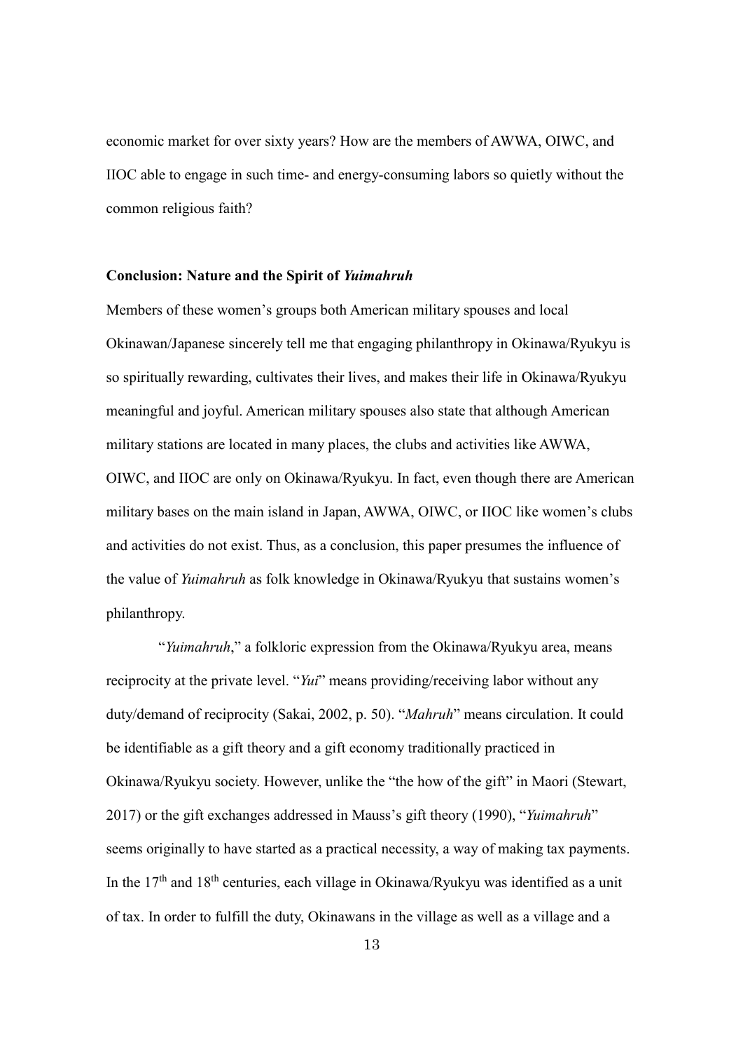economic market for over sixty years? How are the members of AWWA, OIWC, and IIOC able to engage in such time- and energy-consuming labors so quietly without the common religious faith?

**Conclusion: Nature and the Spirit of *Yuimahruh***

Members of these women's groups both American military spouses and local Okinawan/Japanese sincerely tell me that engaging philanthropy in Okinawa/Ryukyu is so spiritually rewarding, cultivates their lives, and makes their life in Okinawa/Ryukyu meaningful and joyful. American military spouses also state that although American military stations are located in many places, the clubs and activities like AWWA, OIWC, and IIOC are only on Okinawa/Ryukyu. In fact, even though there are American military bases on the main island in Japan, AWWA, OIWC, or IIOC like women's clubs and activities do not exist. Thus, as a conclusion, this paper presumes the influence of the value of *Yuimahruh* as folk knowledge in Okinawa/Ryukyu that sustains women's philanthropy.

"*Yuimahruh*," a folkloric expression from the Okinawa/Ryukyu area, means reciprocity at the private level. "*Yui*" means providing/receiving labor without any duty/demand of reciprocity (Sakai, 2002, p. 50). "*Mahruh*" means circulation. It could be identifiable as a gift theory and a gift economy traditionally practiced in Okinawa/Ryukyu society. However, unlike the "the how of the gift" in Maori (Stewart, 2017) or the gift exchanges addressed in Mauss's gift theory (1990), "*Yuimahruh*" seems originally to have started as a practical necessity, a way of making tax payments. In the 17th and 18th centuries, each village in Okinawa/Ryukyu was identified as a unit of tax. In order to fulfill the duty, Okinawans in the village as well as a village and a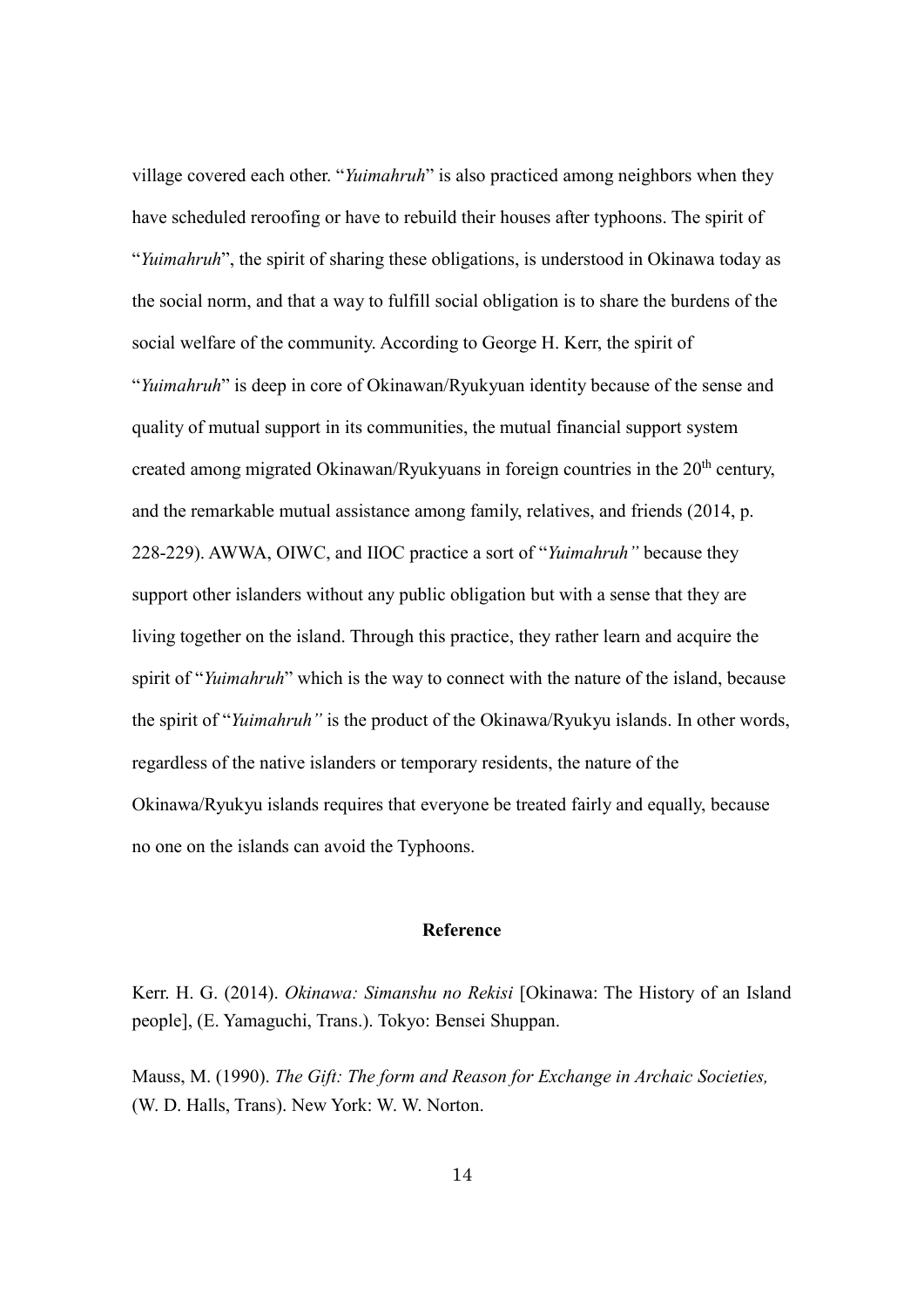village covered each other. "*Yuimahruh*" is also practiced among neighbors when they have scheduled reroofing or have to rebuild their houses after typhoons. The spirit of "*Yuimahruh*", the spirit of sharing these obligations, is understood in Okinawa today as the social norm, and that a way to fulfill social obligation is to share the burdens of the social welfare of the community. According to George H. Kerr, the spirit of "*Yuimahruh*" is deep in core of Okinawan/Ryukyuan identity because of the sense and quality of mutual support in its communities, the mutual financial support system created among migrated Okinawan/Ryukyuans in foreign countries in the 20th century, and the remarkable mutual assistance among family, relatives, and friends (2014, p. 228-229). AWWA, OIWC, and IIOC practice a sort of "*Yuimahruh"* because they support other islanders without any public obligation but with a sense that they are living together on the island. Through this practice, they rather learn and acquire the spirit of "*Yuimahruh*" which is the way to connect with the nature of the island, because the spirit of "*Yuimahruh"* is the product of the Okinawa/Ryukyu islands. In other words, regardless of the native islanders or temporary residents, the nature of the Okinawa/Ryukyu islands requires that everyone be treated fairly and equally, because no one on the islands can avoid the Typhoons.

## Reference

Kerr. H. G. (2014). *Okinawa: Simanshu no Rekisi* [Okinawa: The History of an Island people], (E. Yamaguchi, Trans.). Tokyo: Bensei Shuppan.

Mauss, M. (1990). *The Gift: The form and Reason for Exchange in Archaic Societies,* (W. D. Halls, Trans). New York: W. W. Norton.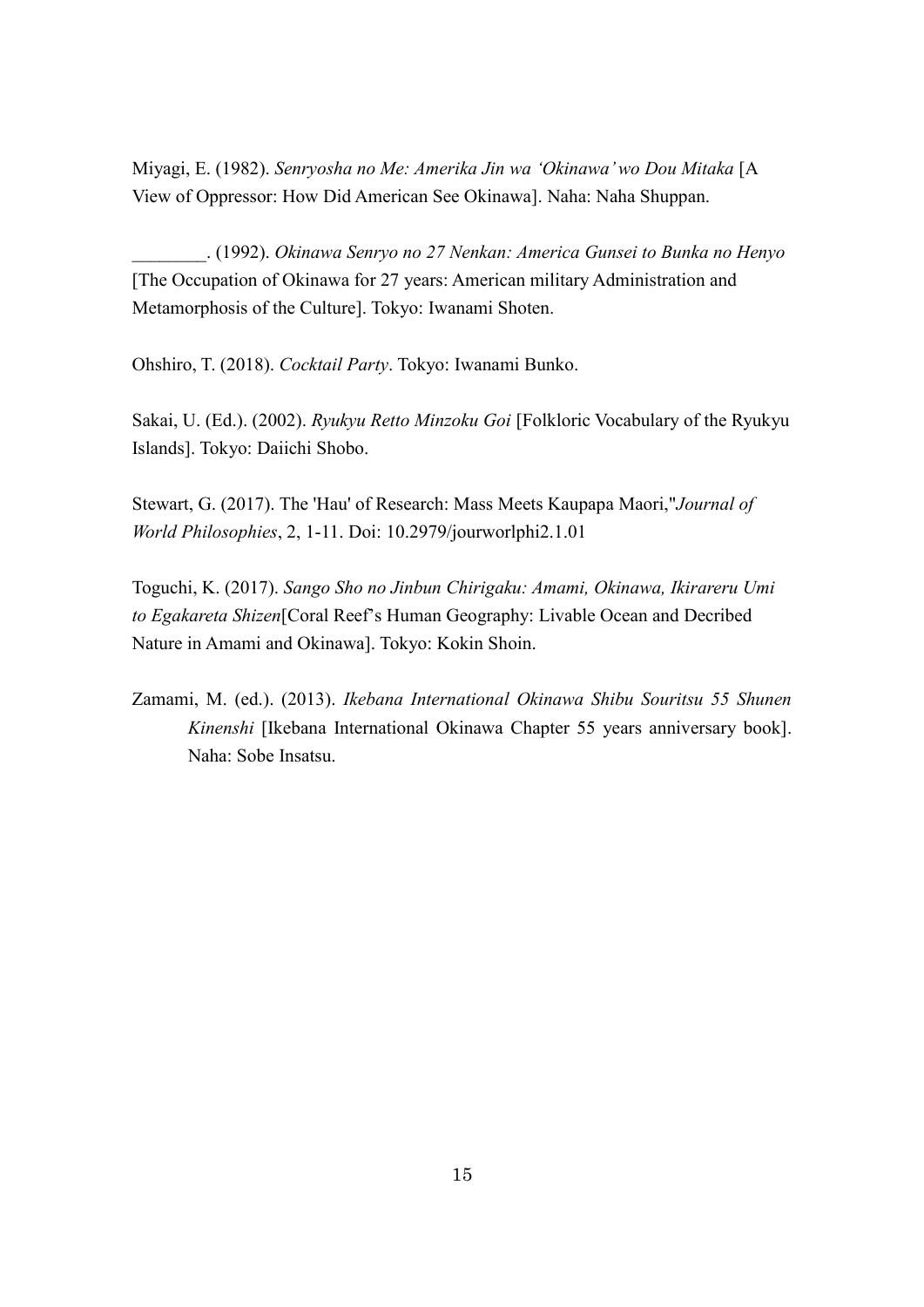Miyagi, E. (1982). *Senryosha no Me: Amerika Jin wa 'Okinawa' wo Dou Mitaka* [A View of Oppressor: How Did American See Okinawa]. Naha: Naha Shuppan.

________. (1992). *Okinawa Senryo no 27 Nenkan: America Gunsei to Bunka no Henyo* [The Occupation of Okinawa for 27 years: American military Administration and Metamorphosis of the Culture]. Tokyo: Iwanami Shoten.

Ohshiro, T. (2018). *Cocktail Party*. Tokyo: Iwanami Bunko.

Sakai, U. (Ed.). (2002). *Ryukyu Retto Minzoku Goi* [Folkloric Vocabulary of the Ryukyu Islands]. Tokyo: Daiichi Shobo.

Stewart, G. (2017). The 'Hau' of Research: Mass Meets Kaupapa Maori,"*Journal of World Philosophies*, 2, 1-11. Doi: 10.2979/jourworlphi2.1.01

Toguchi, K. (2017). *Sango Sho no Jinbun Chirigaku: Amami, Okinawa, Ikirareru Umi to Egakareta Shizen*[Coral Reef's Human Geography: Livable Ocean and Decribed Nature in Amami and Okinawa]. Tokyo: Kokin Shoin.

Zamami, M. (ed.). (2013). *Ikebana International Okinawa Shibu Souritsu 55 Shunen Kinenshi* [Ikebana International Okinawa Chapter 55 years anniversary book]. Naha: Sobe Insatsu.